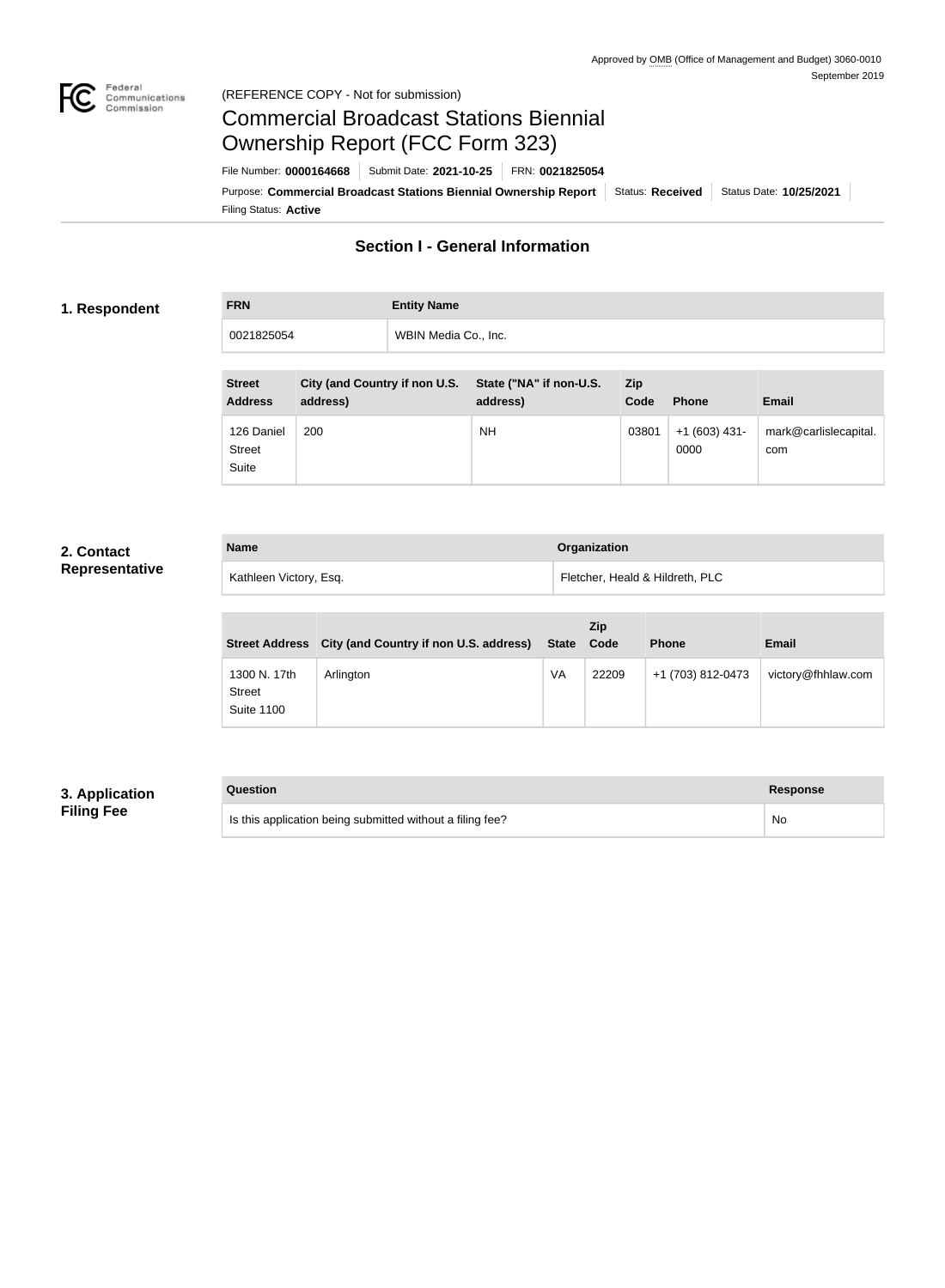Approved by OMB (Office of Management and Budget) 3060-0010
September 2019

(REFERENCE COPY - Not for submission)

# Commercial Broadcast Stations Biennial Ownership Report (FCC Form 323)

File Number: **0000164668** | Submit Date: **2021-10-25** | FRN: **0021825054**

Purpose: **Commercial Broadcast Stations Biennial Ownership Report** | Status: **Received** | Status Date: **10/25/2021**

Filing Status: **Active**

## Section I - General Information

### 1. Respondent

| FRN | Entity Name |
|---|---|
| 0021825054 | WBIN Media Co., Inc. |

| Street Address | City (and Country if non U.S. address) | State ("NA" if non-U.S. address) | Zip Code | Phone | Email |
|---|---|---|---|---|---|
| 126 Daniel Street Suite | 200 | NH | 03801 | +1 (603) 431-0000 | mark@carlislecapital.com |

### 2. Contact Representative

| Name | Organization |
|---|---|
| Kathleen Victory, Esq. | Fletcher, Heald & Hildreth, PLC |

| Street Address | City (and Country if non U.S. address) | State | Zip Code | Phone | Email |
|---|---|---|---|---|---|
| 1300 N. 17th Street Suite 1100 | Arlington | VA | 22209 | +1 (703) 812-0473 | victory@fhhlaw.com |

### 3. Application Filing Fee

| Question | Response |
|---|---|
| Is this application being submitted without a filing fee? | No |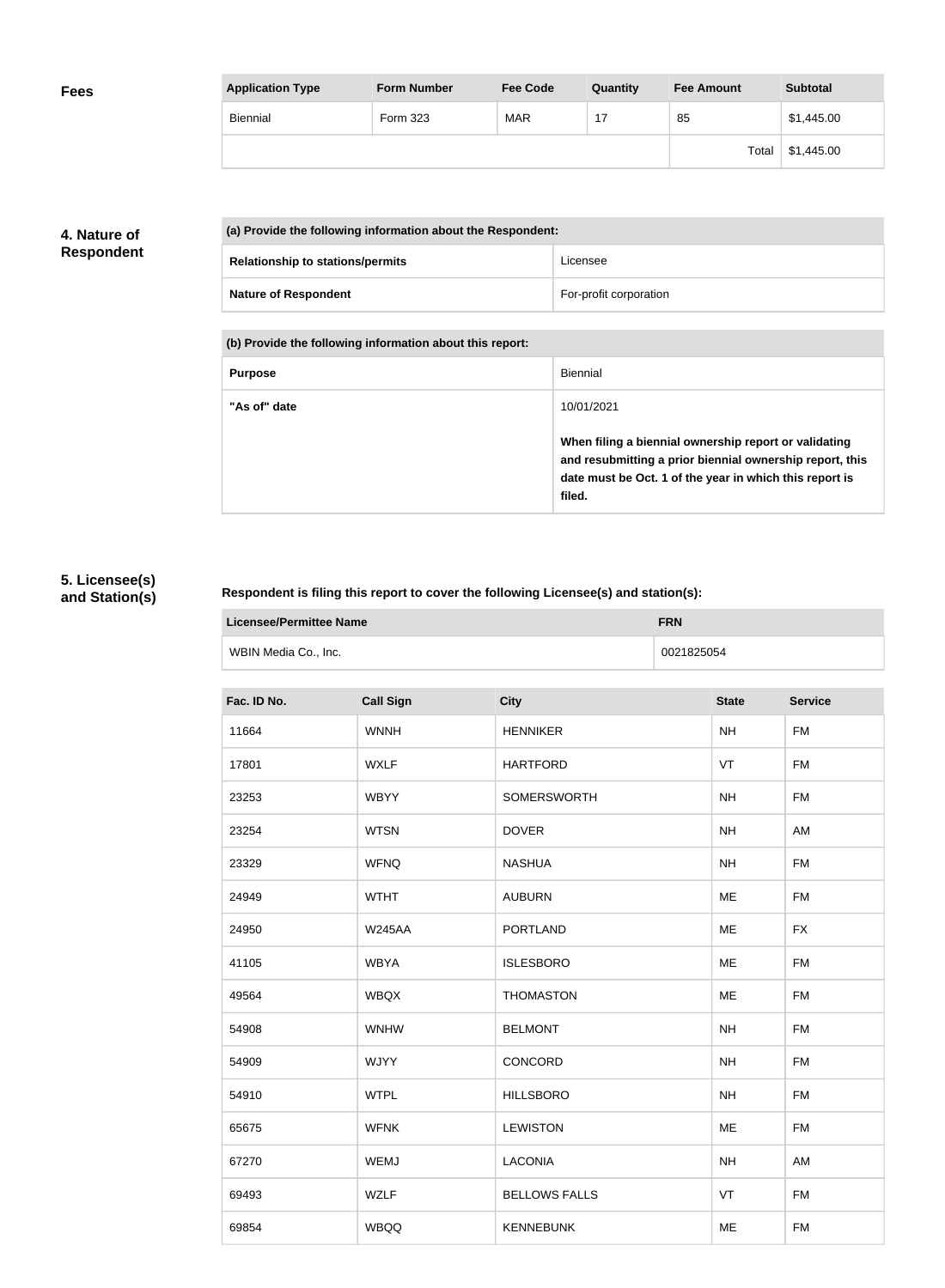## Fees

| Application Type | Form Number | Fee Code | Quantity | Fee Amount | Subtotal |
|---|---|---|---|---|---|
| Biennial | Form 323 | MAR | 17 | 85 | $1,445.00 |
| | | | | Total | $1,445.00 |

## 4. Nature of Respondent

| (a) Provide the following information about the Respondent: | |
|---|---|
| **Relationship to stations/permits** | Licensee |
| **Nature of Respondent** | For-profit corporation |

| (b) Provide the following information about this report: | |
|---|---|
| **Purpose** | Biennial |
| **"As of" date** | 10/01/2021<br><br>**When filing a biennial ownership report or validating and resubmitting a prior biennial ownership report, this date must be Oct. 1 of the year in which this report is filed.** |

## 5. Licensee(s) and Station(s)

**Respondent is filing this report to cover the following Licensee(s) and station(s):**

| Licensee/Permittee Name | FRN |
|---|---|
| WBIN Media Co., Inc. | 0021825054 |

| Fac. ID No. | Call Sign | City | State | Service |
|---|---|---|---|---|
| 11664 | WNNH | HENNIKER | NH | FM |
| 17801 | WXLF | HARTFORD | VT | FM |
| 23253 | WBYY | SOMERSWORTH | NH | FM |
| 23254 | WTSN | DOVER | NH | AM |
| 23329 | WFNQ | NASHUA | NH | FM |
| 24949 | WTHT | AUBURN | ME | FM |
| 24950 | W245AA | PORTLAND | ME | FX |
| 41105 | WBYA | ISLESBORO | ME | FM |
| 49564 | WBQX | THOMASTON | ME | FM |
| 54908 | WNHW | BELMONT | NH | FM |
| 54909 | WJYY | CONCORD | NH | FM |
| 54910 | WTPL | HILLSBORO | NH | FM |
| 65675 | WFNK | LEWISTON | ME | FM |
| 67270 | WEMJ | LACONIA | NH | AM |
| 69493 | WZLF | BELLOWS FALLS | VT | FM |
| 69854 | WBQQ | KENNEBUNK | ME | FM |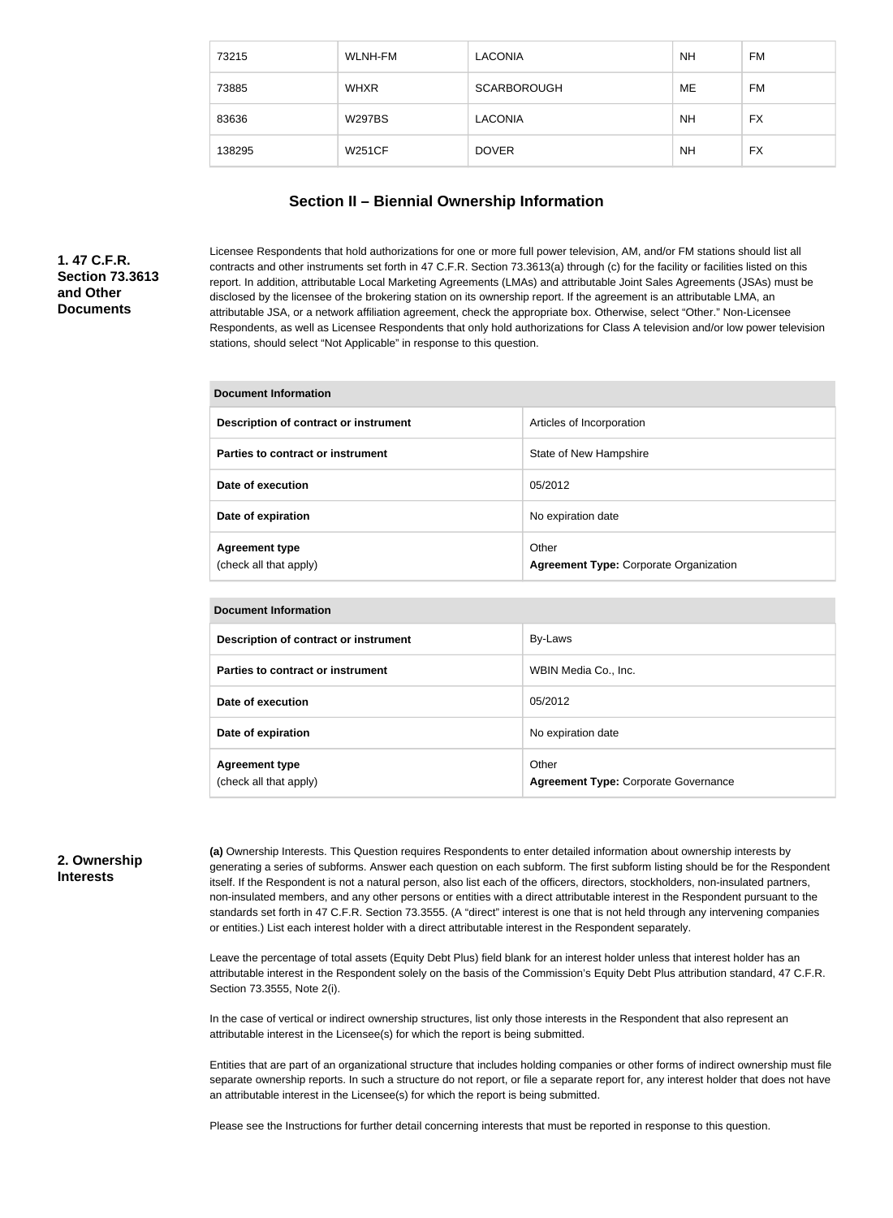| | | | | |
|---|---|---|---|---|
| 73215 | WLNH-FM | LACONIA | NH | FM |
| 73885 | WHXR | SCARBOROUGH | ME | FM |
| 83636 | W297BS | LACONIA | NH | FX |
| 138295 | W251CF | DOVER | NH | FX |

## Section II – Biennial Ownership Information

**1. 47 C.F.R. Section 73.3613 and Other Documents**

Licensee Respondents that hold authorizations for one or more full power television, AM, and/or FM stations should list all contracts and other instruments set forth in 47 C.F.R. Section 73.3613(a) through (c) for the facility or facilities listed on this report. In addition, attributable Local Marketing Agreements (LMAs) and attributable Joint Sales Agreements (JSAs) must be disclosed by the licensee of the brokering station on its ownership report. If the agreement is an attributable LMA, an attributable JSA, or a network affiliation agreement, check the appropriate box. Otherwise, select "Other." Non-Licensee Respondents, as well as Licensee Respondents that only hold authorizations for Class A television and/or low power television stations, should select "Not Applicable" in response to this question.

| Document Information | |
|---|---|
| **Description of contract or instrument** | Articles of Incorporation |
| **Parties to contract or instrument** | State of New Hampshire |
| **Date of execution** | 05/2012 |
| **Date of expiration** | No expiration date |
| **Agreement type** (check all that apply) | Other **Agreement Type:** Corporate Organization |

| Document Information | |
|---|---|
| **Description of contract or instrument** | By-Laws |
| **Parties to contract or instrument** | WBIN Media Co., Inc. |
| **Date of execution** | 05/2012 |
| **Date of expiration** | No expiration date |
| **Agreement type** (check all that apply) | Other **Agreement Type:** Corporate Governance |

**2. Ownership Interests**

**(a)** Ownership Interests. This Question requires Respondents to enter detailed information about ownership interests by generating a series of subforms. Answer each question on each subform. The first subform listing should be for the Respondent itself. If the Respondent is not a natural person, also list each of the officers, directors, stockholders, non-insulated partners, non-insulated members, and any other persons or entities with a direct attributable interest in the Respondent pursuant to the standards set forth in 47 C.F.R. Section 73.3555. (A "direct" interest is one that is not held through any intervening companies or entities.) List each interest holder with a direct attributable interest in the Respondent separately.

Leave the percentage of total assets (Equity Debt Plus) field blank for an interest holder unless that interest holder has an attributable interest in the Respondent solely on the basis of the Commission's Equity Debt Plus attribution standard, 47 C.F.R. Section 73.3555, Note 2(i).

In the case of vertical or indirect ownership structures, list only those interests in the Respondent that also represent an attributable interest in the Licensee(s) for which the report is being submitted.

Entities that are part of an organizational structure that includes holding companies or other forms of indirect ownership must file separate ownership reports. In such a structure do not report, or file a separate report for, any interest holder that does not have an attributable interest in the Licensee(s) for which the report is being submitted.

Please see the Instructions for further detail concerning interests that must be reported in response to this question.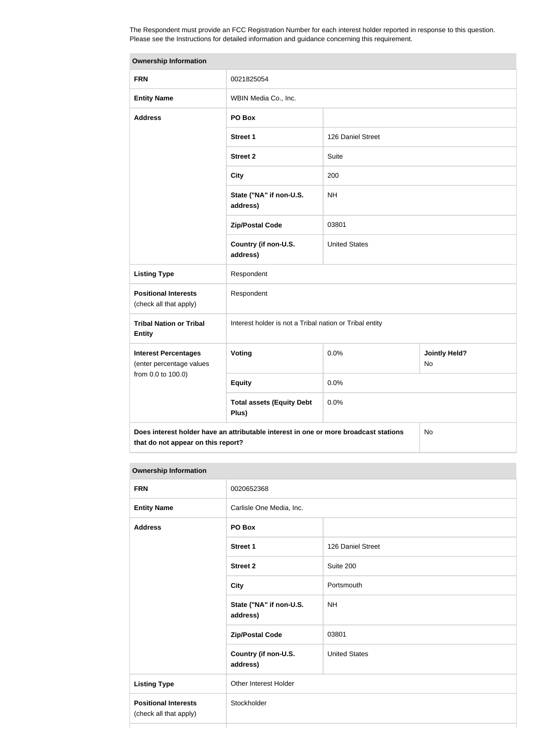The Respondent must provide an FCC Registration Number for each interest holder reported in response to this question. Please see the Instructions for detailed information and guidance concerning this requirement.

| Ownership Information | | | |
|---|---|---|---|
| **FRN** | 0021825054 | | |
| **Entity Name** | WBIN Media Co., Inc. | | |
| **Address** | **PO Box** | | |
| | **Street 1** | 126 Daniel Street | |
| | **Street 2** | Suite | |
| | **City** | 200 | |
| | **State ("NA" if non-U.S. address)** | NH | |
| | **Zip/Postal Code** | 03801 | |
| | **Country (if non-U.S. address)** | United States | |
| **Listing Type** | Respondent | | |
| **Positional Interests** (check all that apply) | Respondent | | |
| **Tribal Nation or Tribal Entity** | Interest holder is not a Tribal nation or Tribal entity | | |
| **Interest Percentages** (enter percentage values from 0.0 to 100.0) | **Voting** | 0.0% | **Jointly Held?** No |
| | **Equity** | 0.0% | |
| | **Total assets (Equity Debt Plus)** | 0.0% | |
| **Does interest holder have an attributable interest in one or more broadcast stations that do not appear on this report?** | | | No |

| Ownership Information | | |
|---|---|---|
| **FRN** | 0020652368 | |
| **Entity Name** | Carlisle One Media, Inc. | |
| **Address** | **PO Box** | |
| | **Street 1** | 126 Daniel Street |
| | **Street 2** | Suite 200 |
| | **City** | Portsmouth |
| | **State ("NA" if non-U.S. address)** | NH |
| | **Zip/Postal Code** | 03801 |
| | **Country (if non-U.S. address)** | United States |
| **Listing Type** | Other Interest Holder | |
| **Positional Interests** (check all that apply) | Stockholder | |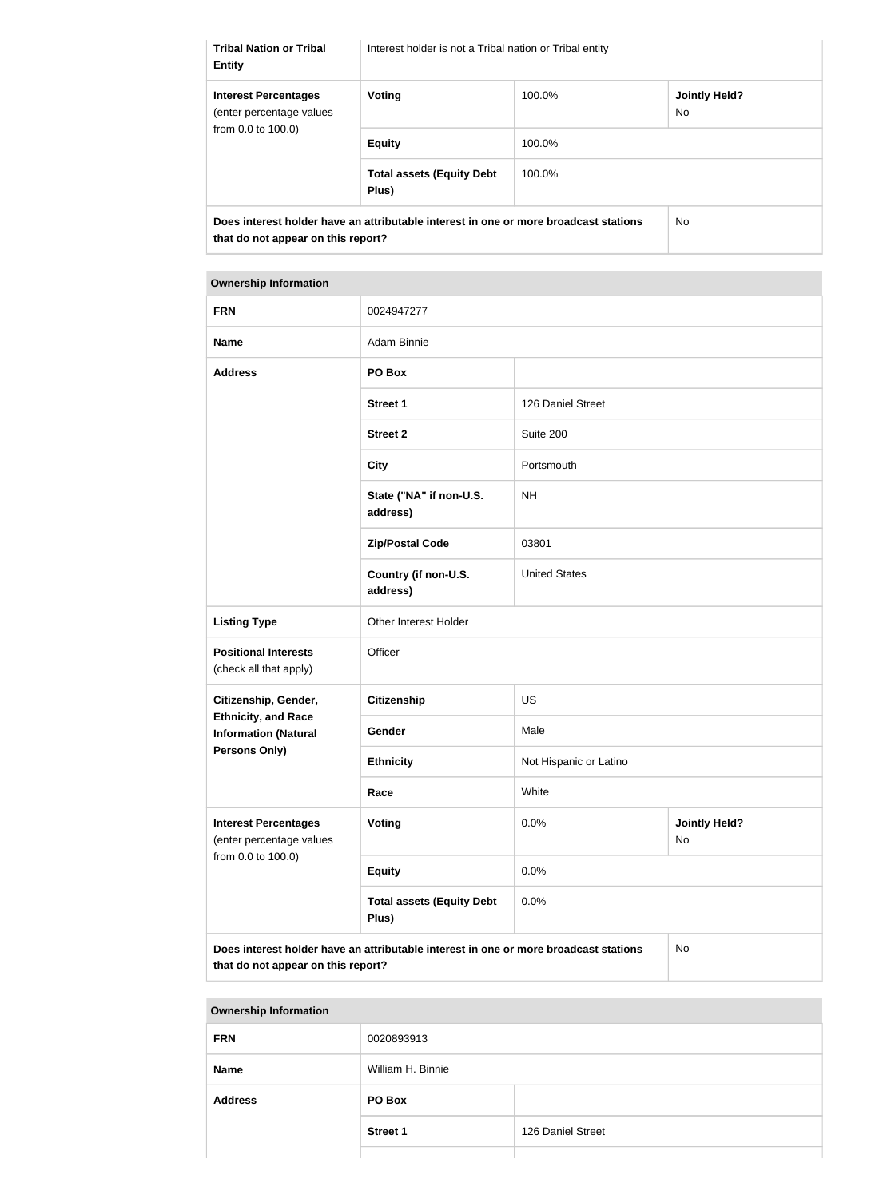| | | | |
|---|---|---|---|
| **Tribal Nation or Tribal Entity** | Interest holder is not a Tribal nation or Tribal entity | | |
| **Interest Percentages** (enter percentage values from 0.0 to 100.0) | **Voting** | 100.0% | **Jointly Held?** No |
| | **Equity** | 100.0% | |
| | **Total assets (Equity Debt Plus)** | 100.0% | |
| **Does interest holder have an attributable interest in one or more broadcast stations that do not appear on this report?** | | | No |

| **Ownership Information** | | | |
|---|---|---|---|
| **FRN** | 0024947277 | | |
| **Name** | Adam Binnie | | |
| **Address** | **PO Box** | | |
| | **Street 1** | 126 Daniel Street | |
| | **Street 2** | Suite 200 | |
| | **City** | Portsmouth | |
| | **State ("NA" if non-U.S. address)** | NH | |
| | **Zip/Postal Code** | 03801 | |
| | **Country (if non-U.S. address)** | United States | |
| **Listing Type** | Other Interest Holder | | |
| **Positional Interests** (check all that apply) | Officer | | |
| **Citizenship, Gender, Ethnicity, and Race Information (Natural Persons Only)** | **Citizenship** | US | |
| | **Gender** | Male | |
| | **Ethnicity** | Not Hispanic or Latino | |
| | **Race** | White | |
| **Interest Percentages** (enter percentage values from 0.0 to 100.0) | **Voting** | 0.0% | **Jointly Held?** No |
| | **Equity** | 0.0% | |
| | **Total assets (Equity Debt Plus)** | 0.0% | |
| **Does interest holder have an attributable interest in one or more broadcast stations that do not appear on this report?** | | | No |

| **Ownership Information** | | |
|---|---|---|
| **FRN** | 0020893913 | |
| **Name** | William H. Binnie | |
| **Address** | **PO Box** | |
| | **Street 1** | 126 Daniel Street |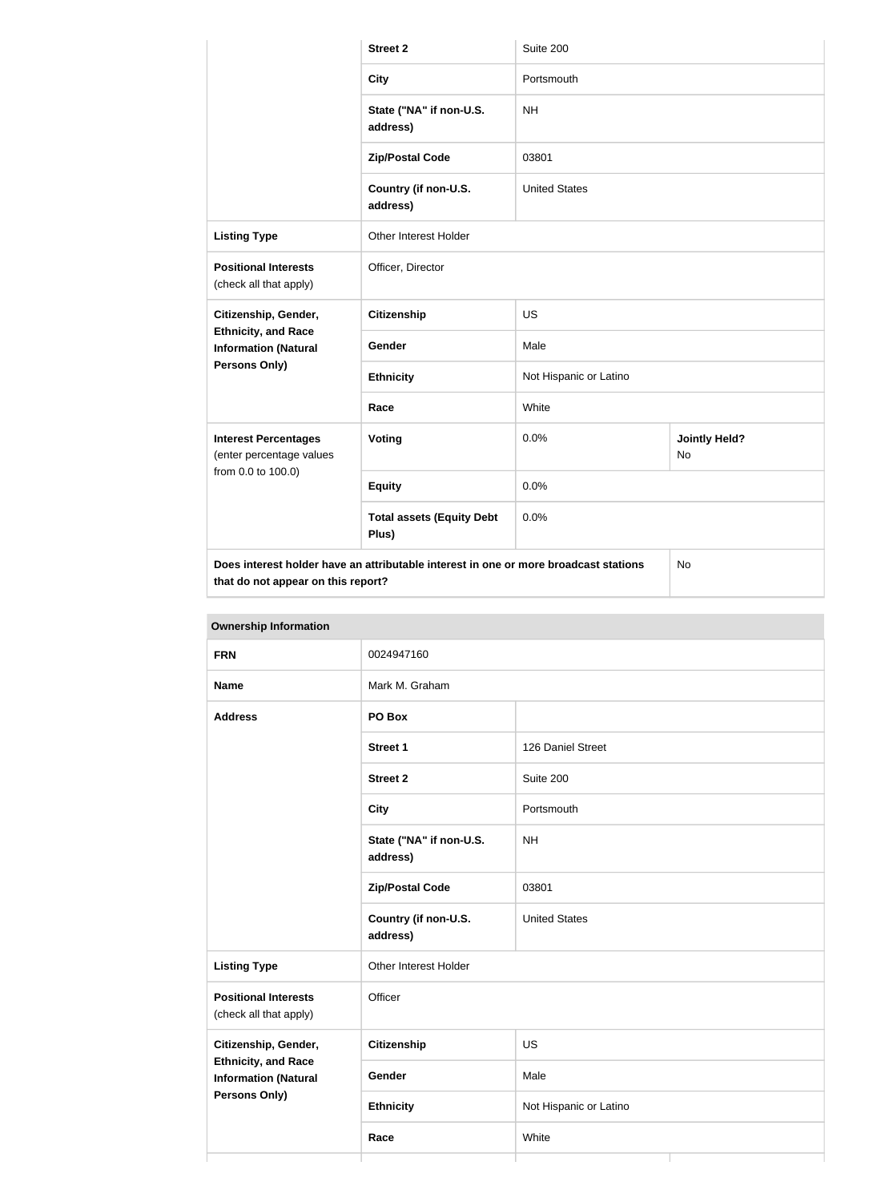| | | | |
|---|---|---|---|
| | **Street 2** | Suite 200 | |
| | **City** | Portsmouth | |
| | **State ("NA" if non-U.S. address)** | NH | |
| | **Zip/Postal Code** | 03801 | |
| | **Country (if non-U.S. address)** | United States | |
| **Listing Type** | Other Interest Holder | | |
| **Positional Interests** (check all that apply) | Officer, Director | | |
| **Citizenship, Gender, Ethnicity, and Race Information (Natural Persons Only)** | **Citizenship** | US | |
| | **Gender** | Male | |
| | **Ethnicity** | Not Hispanic or Latino | |
| | **Race** | White | |
| **Interest Percentages** (enter percentage values from 0.0 to 100.0) | **Voting** | 0.0% | **Jointly Held?** No |
| | **Equity** | 0.0% | |
| | **Total assets (Equity Debt Plus)** | 0.0% | |
| **Does interest holder have an attributable interest in one or more broadcast stations that do not appear on this report?** | | | No |

| **Ownership Information** | | | |
|---|---|---|---|
| **FRN** | 0024947160 | | |
| **Name** | Mark M. Graham | | |
| **Address** | **PO Box** | | |
| | **Street 1** | 126 Daniel Street | |
| | **Street 2** | Suite 200 | |
| | **City** | Portsmouth | |
| | **State ("NA" if non-U.S. address)** | NH | |
| | **Zip/Postal Code** | 03801 | |
| | **Country (if non-U.S. address)** | United States | |
| **Listing Type** | Other Interest Holder | | |
| **Positional Interests** (check all that apply) | Officer | | |
| **Citizenship, Gender, Ethnicity, and Race Information (Natural Persons Only)** | **Citizenship** | US | |
| | **Gender** | Male | |
| | **Ethnicity** | Not Hispanic or Latino | |
| | **Race** | White | |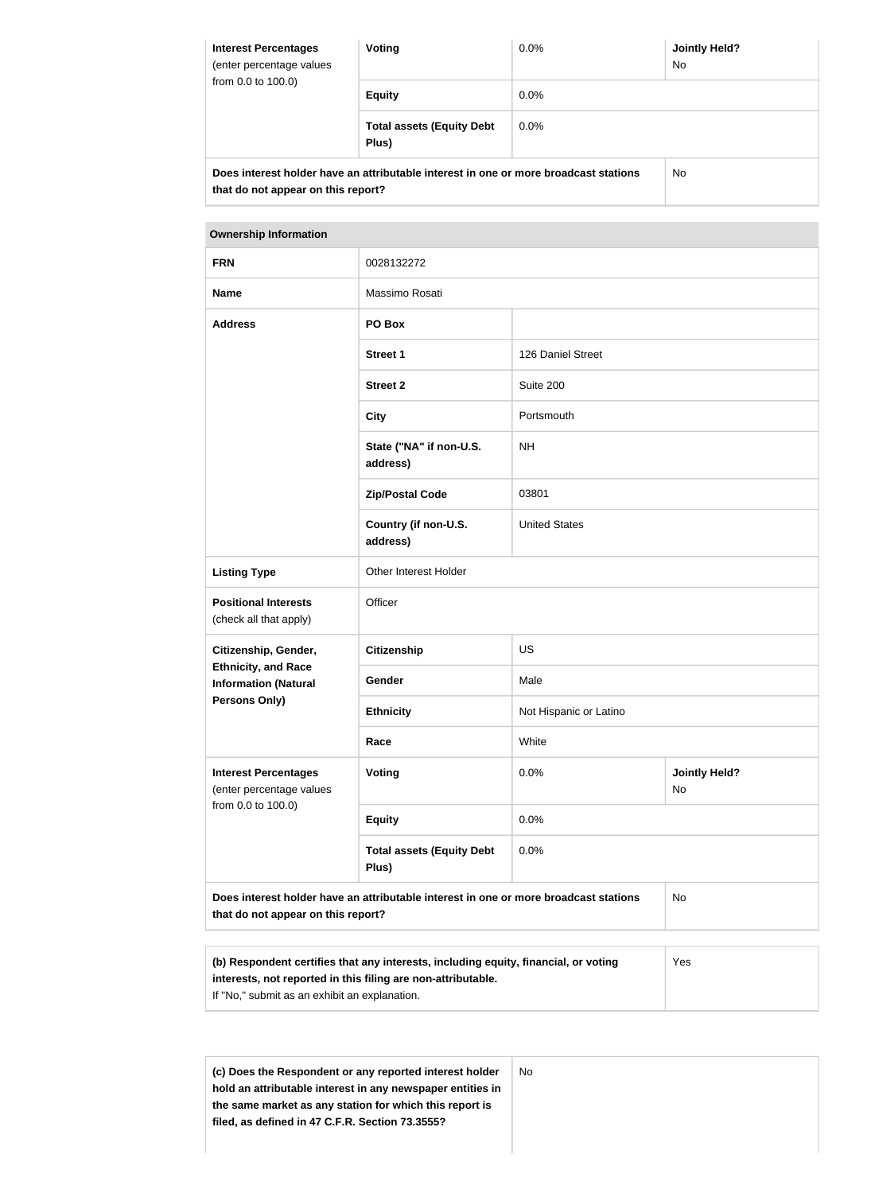| Interest Percentages (enter percentage values from 0.0 to 100.0) | Voting | 0.0% | Jointly Held? No |
|---|---|---|---|
| | Equity | 0.0% | |
| | Total assets (Equity Debt Plus) | 0.0% | |
| Does interest holder have an attributable interest in one or more broadcast stations that do not appear on this report? | | | No |

| Ownership Information | | | |
|---|---|---|---|
| FRN | 0028132272 | | |
| Name | Massimo Rosati | | |
| Address | PO Box | | |
| | Street 1 | 126 Daniel Street | |
| | Street 2 | Suite 200 | |
| | City | Portsmouth | |
| | State ("NA" if non-U.S. address) | NH | |
| | Zip/Postal Code | 03801 | |
| | Country (if non-U.S. address) | United States | |
| Listing Type | Other Interest Holder | | |
| Positional Interests (check all that apply) | Officer | | |
| Citizenship, Gender, Ethnicity, and Race Information (Natural Persons Only) | Citizenship | US | |
| | Gender | Male | |
| | Ethnicity | Not Hispanic or Latino | |
| | Race | White | |
| Interest Percentages (enter percentage values from 0.0 to 100.0) | Voting | 0.0% | Jointly Held? No |
| | Equity | 0.0% | |
| | Total assets (Equity Debt Plus) | 0.0% | |
| Does interest holder have an attributable interest in one or more broadcast stations that do not appear on this report? | | | No |

| (b) Respondent certifies that any interests, including equity, financial, or voting interests, not reported in this filing are non-attributable. If "No," submit as an exhibit an explanation. | Yes |
|---|---|

| (c) Does the Respondent or any reported interest holder hold an attributable interest in any newspaper entities in the same market as any station for which this report is filed, as defined in 47 C.F.R. Section 73.3555? | No |
|---|---|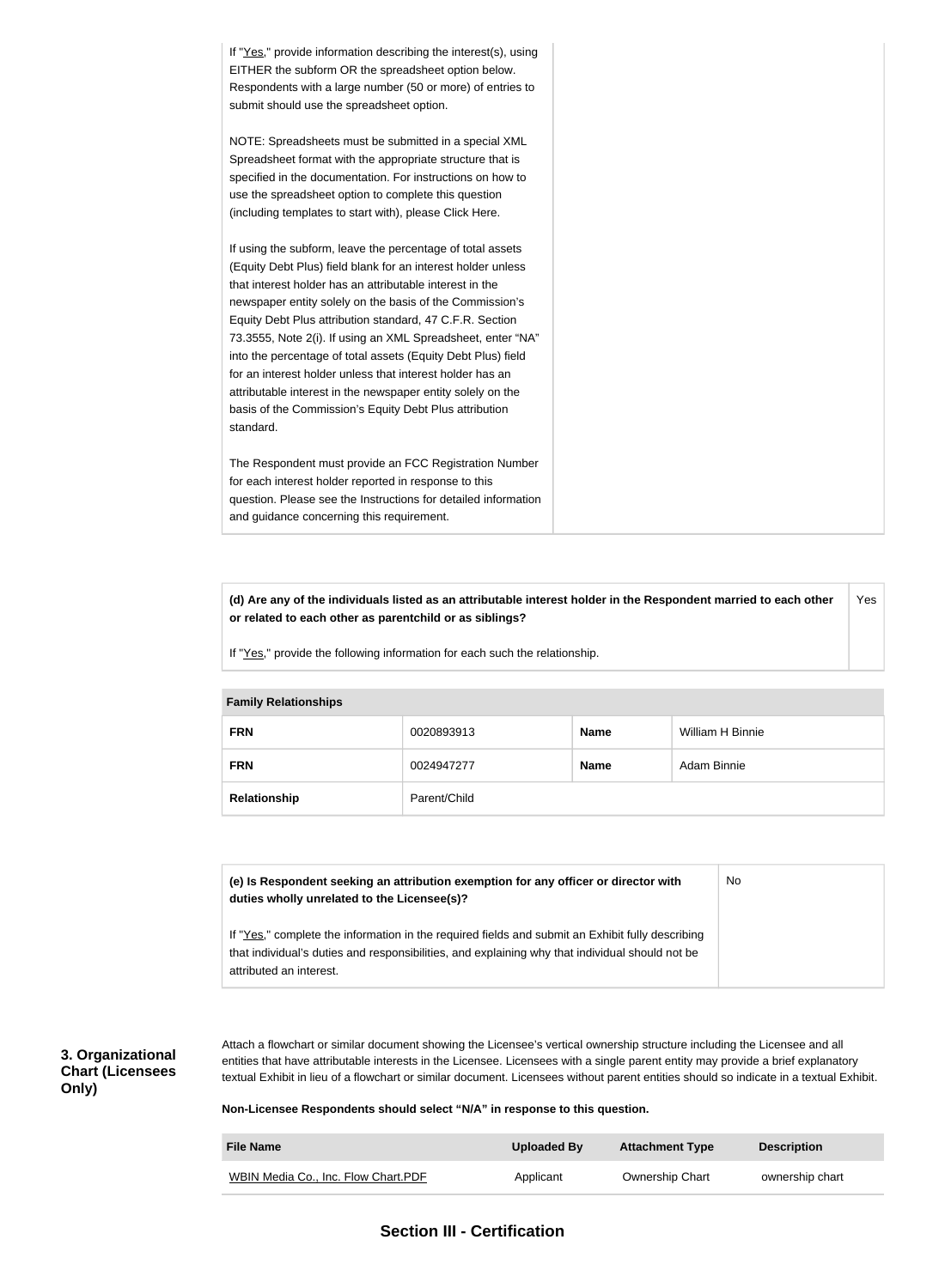If "Yes," provide information describing the interest(s), using EITHER the subform OR the spreadsheet option below. Respondents with a large number (50 or more) of entries to submit should use the spreadsheet option.

NOTE: Spreadsheets must be submitted in a special XML Spreadsheet format with the appropriate structure that is specified in the documentation. For instructions on how to use the spreadsheet option to complete this question (including templates to start with), please Click Here.

If using the subform, leave the percentage of total assets (Equity Debt Plus) field blank for an interest holder unless that interest holder has an attributable interest in the newspaper entity solely on the basis of the Commission's Equity Debt Plus attribution standard, 47 C.F.R. Section 73.3555, Note 2(i). If using an XML Spreadsheet, enter "NA" into the percentage of total assets (Equity Debt Plus) field for an interest holder unless that interest holder has an attributable interest in the newspaper entity solely on the basis of the Commission's Equity Debt Plus attribution standard.

The Respondent must provide an FCC Registration Number for each interest holder reported in response to this question. Please see the Instructions for detailed information and guidance concerning this requirement.

| **(d) Are any of the individuals listed as an attributable interest holder in the Respondent married to each other or related to each other as parentchild or as siblings?**<br><br>If "Yes," provide the following information for each such the relationship. | Yes |
|---|---|

| **Family Relationships** | | | |
|---|---|---|---|
| **FRN** | 0020893913 | **Name** | William H Binnie |
| **FRN** | 0024947277 | **Name** | Adam Binnie |
| **Relationship** | Parent/Child | | |

| **(e) Is Respondent seeking an attribution exemption for any officer or director with duties wholly unrelated to the Licensee(s)?**<br><br>If "Yes," complete the information in the required fields and submit an Exhibit fully describing that individual's duties and responsibilities, and explaining why that individual should not be attributed an interest. | No |
|---|---|

## 3. Organizational Chart (Licensees Only)

Attach a flowchart or similar document showing the Licensee's vertical ownership structure including the Licensee and all entities that have attributable interests in the Licensee. Licensees with a single parent entity may provide a brief explanatory textual Exhibit in lieu of a flowchart or similar document. Licensees without parent entities should so indicate in a textual Exhibit.

**Non-Licensee Respondents should select "N/A" in response to this question.**

| File Name | Uploaded By | Attachment Type | Description |
|---|---|---|---|
| WBIN Media Co., Inc. Flow Chart.PDF | Applicant | Ownership Chart | ownership chart |

## Section III - Certification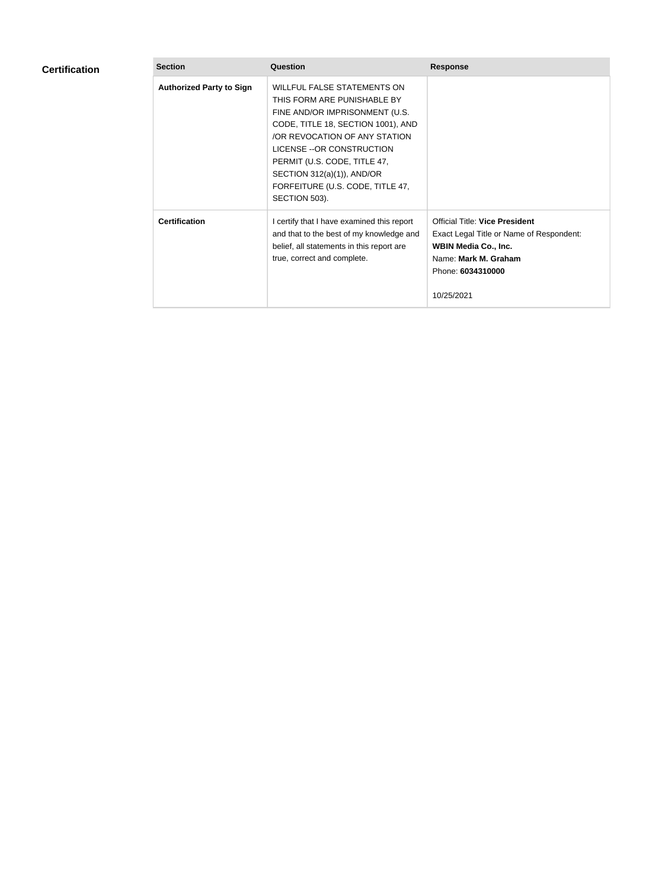## Certification

| Section | Question | Response |
|---|---|---|
| **Authorized Party to Sign** | WILLFUL FALSE STATEMENTS ON THIS FORM ARE PUNISHABLE BY FINE AND/OR IMPRISONMENT (U.S. CODE, TITLE 18, SECTION 1001), AND /OR REVOCATION OF ANY STATION LICENSE --OR CONSTRUCTION PERMIT (U.S. CODE, TITLE 47, SECTION 312(a)(1)), AND/OR FORFEITURE (U.S. CODE, TITLE 47, SECTION 503). | |
| **Certification** | I certify that I have examined this report and that to the best of my knowledge and belief, all statements in this report are true, correct and complete. | Official Title: **Vice President**<br>Exact Legal Title or Name of Respondent: **WBIN Media Co., Inc.**<br>Name: **Mark M. Graham**<br>Phone: **6034310000**<br><br>10/25/2021 |